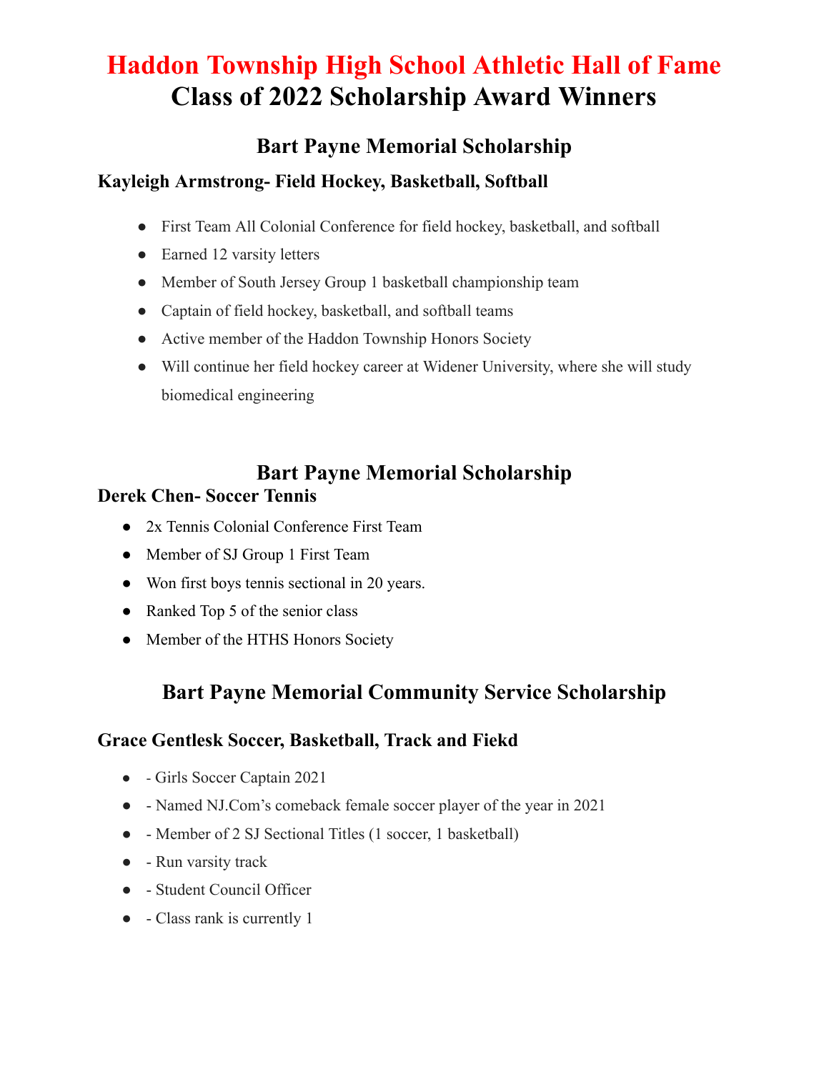# Haddon Township High School Athletic Hall of Fame
# Class of 2022 Scholarship Award Winners

## Bart Payne Memorial Scholarship

### Kayleigh Armstrong- Field Hockey, Basketball, Softball

- First Team All Colonial Conference for field hockey, basketball, and softball
- Earned 12 varsity letters
- Member of South Jersey Group 1 basketball championship team
- Captain of field hockey, basketball, and softball teams
- Active member of the Haddon Township Honors Society
- Will continue her field hockey career at Widener University, where she will study biomedical engineering

## Bart Payne Memorial Scholarship

### Derek Chen- Soccer Tennis

- 2x Tennis Colonial Conference First Team
- Member of SJ Group 1 First Team
- Won first boys tennis sectional in 20 years.
- Ranked Top 5 of the senior class
- Member of the HTHS Honors Society

## Bart Payne Memorial Community Service Scholarship

### Grace Gentlesk Soccer, Basketball, Track and Fiekd

- - Girls Soccer Captain 2021
- - Named NJ.Com's comeback female soccer player of the year in 2021
- - Member of 2 SJ Sectional Titles (1 soccer, 1 basketball)
- - Run varsity track
- - Student Council Officer
- - Class rank is currently 1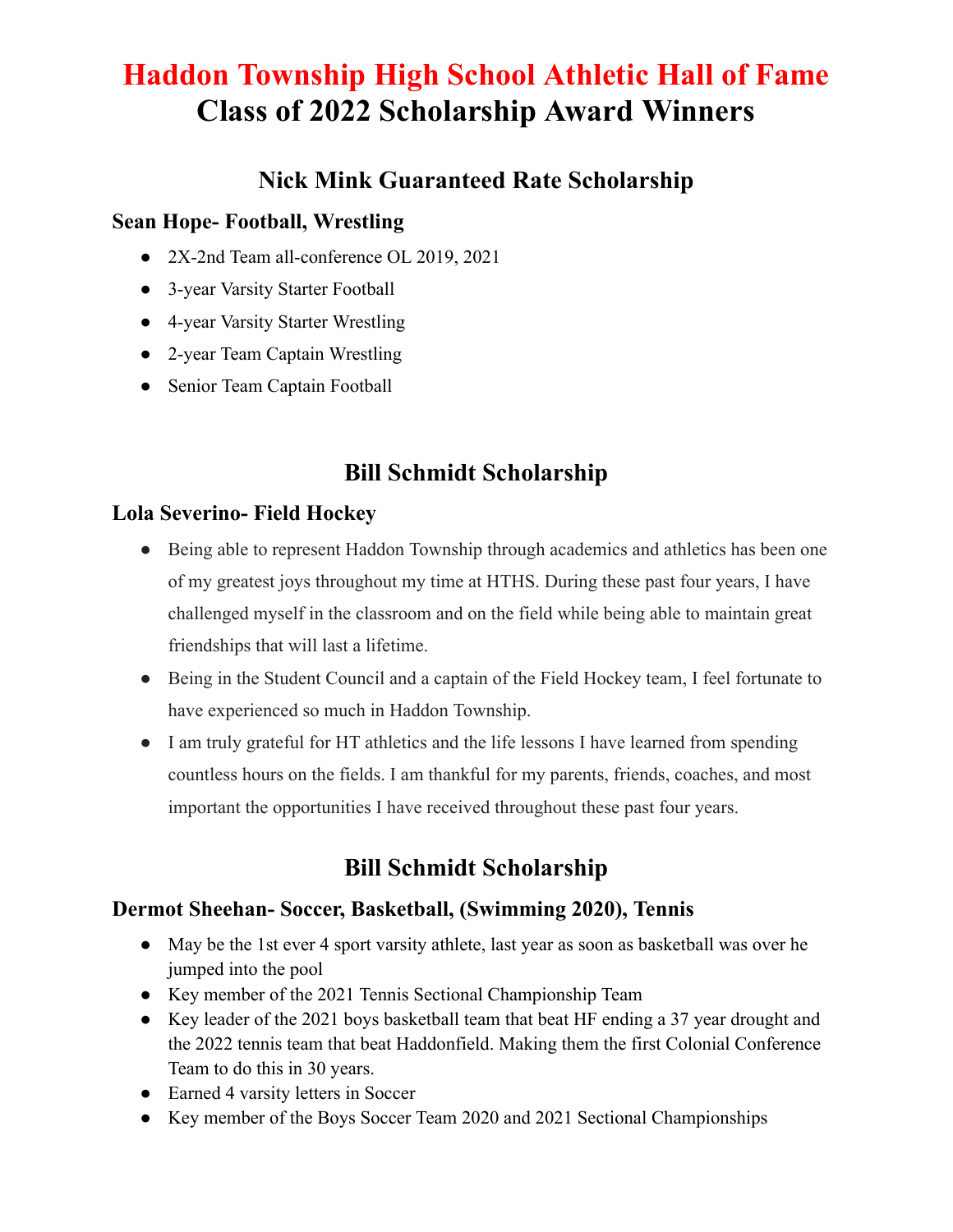# Haddon Township High School Athletic Hall of Fame
# Class of 2022 Scholarship Award Winners

## Nick Mink Guaranteed Rate Scholarship

### Sean Hope- Football, Wrestling

- 2X-2nd Team all-conference OL 2019, 2021
- 3-year Varsity Starter Football
- 4-year Varsity Starter Wrestling
- 2-year Team Captain Wrestling
- Senior Team Captain Football

## Bill Schmidt Scholarship

### Lola Severino- Field Hockey

- Being able to represent Haddon Township through academics and athletics has been one of my greatest joys throughout my time at HTHS. During these past four years, I have challenged myself in the classroom and on the field while being able to maintain great friendships that will last a lifetime.
- Being in the Student Council and a captain of the Field Hockey team, I feel fortunate to have experienced so much in Haddon Township.
- I am truly grateful for HT athletics and the life lessons I have learned from spending countless hours on the fields. I am thankful for my parents, friends, coaches, and most important the opportunities I have received throughout these past four years.

## Bill Schmidt Scholarship

### Dermot Sheehan- Soccer, Basketball, (Swimming 2020), Tennis

- May be the 1st ever 4 sport varsity athlete, last year as soon as basketball was over he jumped into the pool
- Key member of the 2021 Tennis Sectional Championship Team
- Key leader of the 2021 boys basketball team that beat HF ending a 37 year drought and the 2022 tennis team that beat Haddonfield. Making them the first Colonial Conference Team to do this in 30 years.
- Earned 4 varsity letters in Soccer
- Key member of the Boys Soccer Team 2020 and 2021 Sectional Championships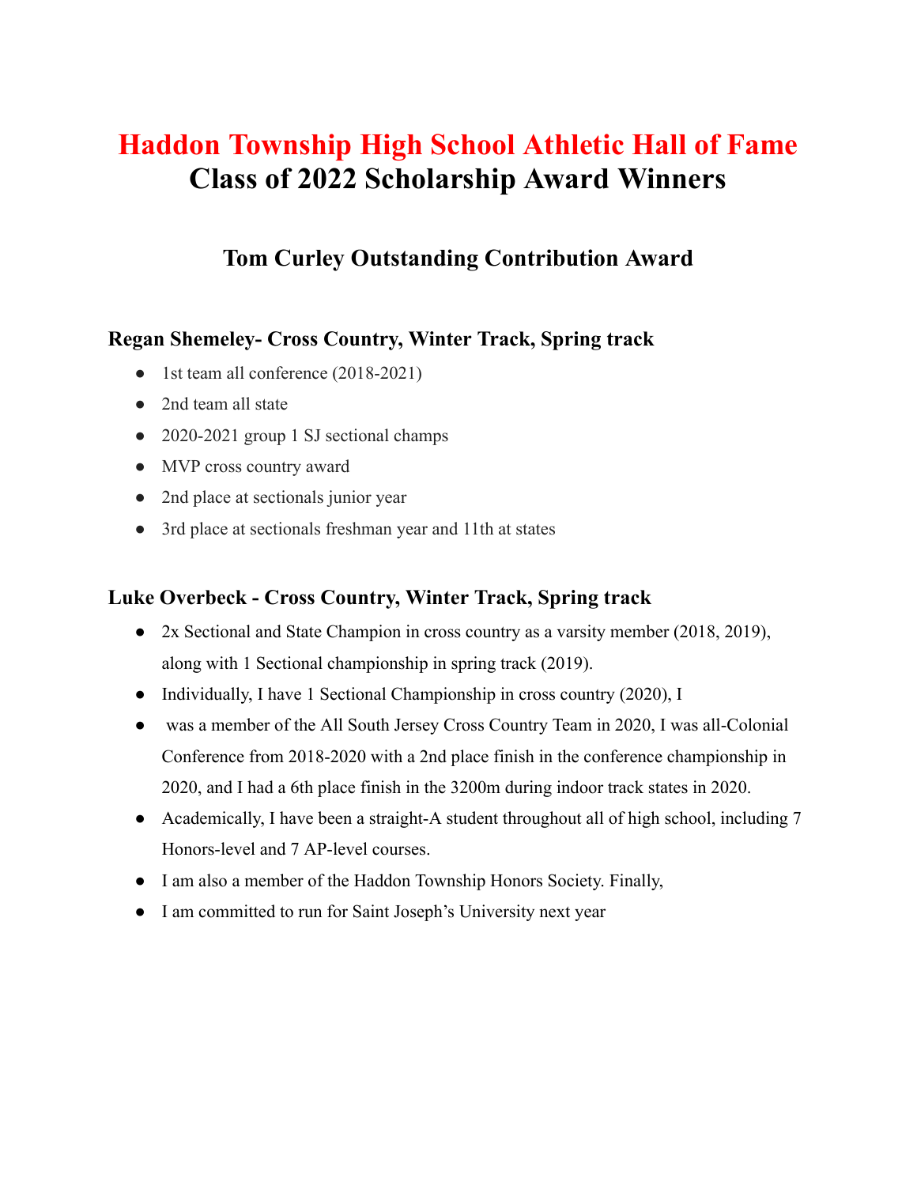# Haddon Township High School Athletic Hall of Fame
# Class of 2022 Scholarship Award Winners

## Tom Curley Outstanding Contribution Award

### Regan Shemeley- Cross Country, Winter Track, Spring track

- 1st team all conference (2018-2021)
- 2nd team all state
- 2020-2021 group 1 SJ sectional champs
- MVP cross country award
- 2nd place at sectionals junior year
- 3rd place at sectionals freshman year and 11th at states

### Luke Overbeck - Cross Country, Winter Track, Spring track

- 2x Sectional and State Champion in cross country as a varsity member (2018, 2019), along with 1 Sectional championship in spring track (2019).
- Individually, I have 1 Sectional Championship in cross country (2020), I
- was a member of the All South Jersey Cross Country Team in 2020, I was all-Colonial Conference from 2018-2020 with a 2nd place finish in the conference championship in 2020, and I had a 6th place finish in the 3200m during indoor track states in 2020.
- Academically, I have been a straight-A student throughout all of high school, including 7 Honors-level and 7 AP-level courses.
- I am also a member of the Haddon Township Honors Society. Finally,
- I am committed to run for Saint Joseph's University next year